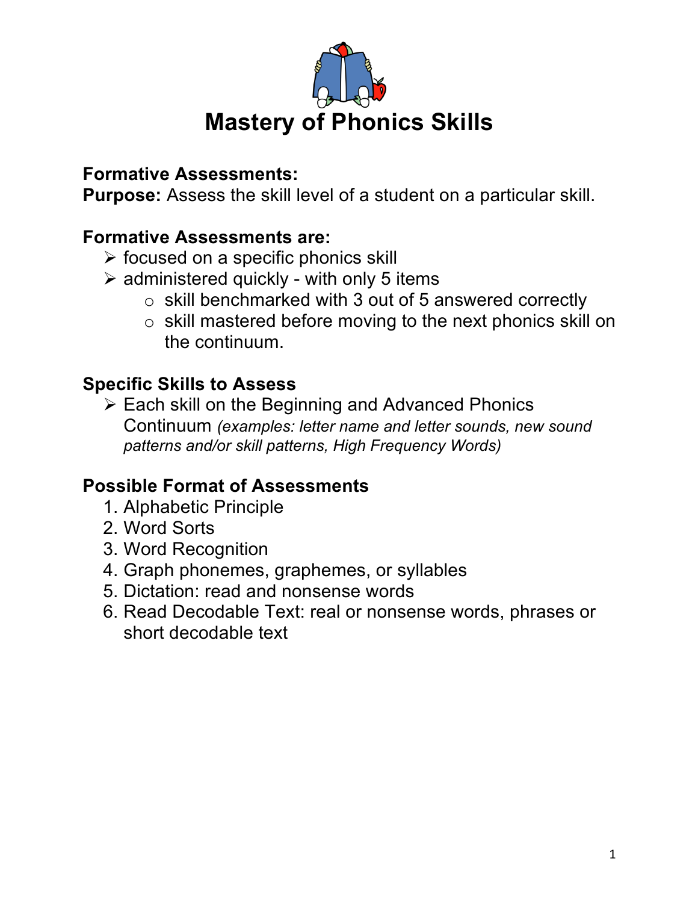# Mastery of Phonics Skills

**Formative Assessments:**
**Purpose:** Assess the skill level of a student on a particular skill.

**Formative Assessments are:**

- focused on a specific phonics skill
- administered quickly - with only 5 items
  - skill benchmarked with 3 out of 5 answered correctly
  - skill mastered before moving to the next phonics skill on the continuum.

**Specific Skills to Assess**

- Each skill on the Beginning and Advanced Phonics Continuum *(examples: letter name and letter sounds, new sound patterns and/or skill patterns, High Frequency Words)*

**Possible Format of Assessments**

1. Alphabetic Principle
2. Word Sorts
3. Word Recognition
4. Graph phonemes, graphemes, or syllables
5. Dictation: read and nonsense words
6. Read Decodable Text: real or nonsense words, phrases or short decodable text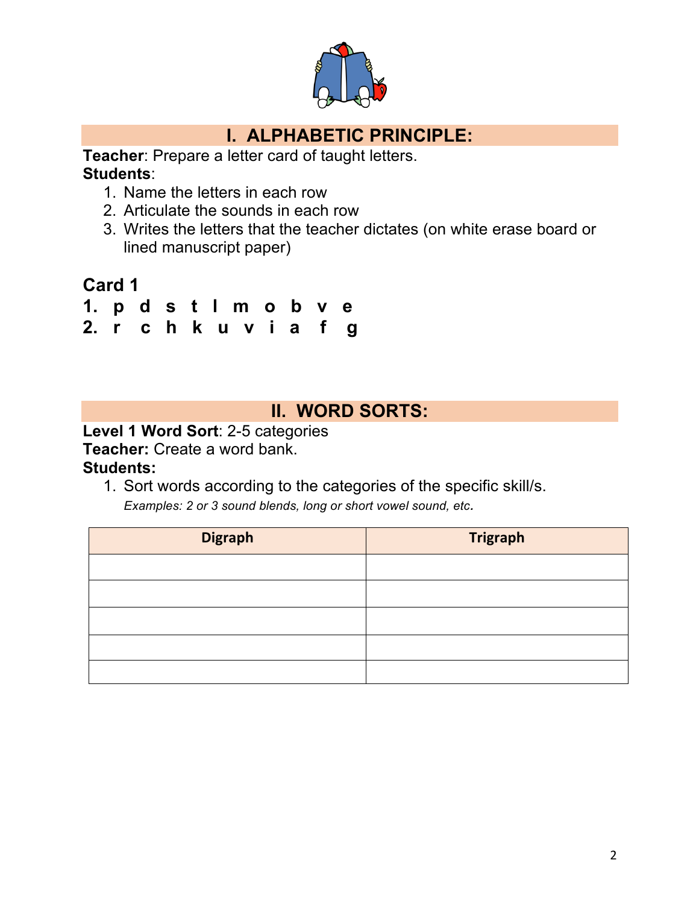## I. ALPHABETIC PRINCIPLE:

**Teacher**: Prepare a letter card of taught letters.

**Students**:

1. Name the letters in each row
2. Articulate the sounds in each row
3. Writes the letters that the teacher dictates (on white erase board or lined manuscript paper)

### Card 1

**1. p d s t l m o b v e**

**2. r c h k u v i a f g**

## II. WORD SORTS:

**Level 1 Word Sort**: 2-5 categories

**Teacher:** Create a word bank.

**Students:**

1. Sort words according to the categories of the specific skill/s.
   *Examples: 2 or 3 sound blends, long or short vowel sound, etc.*

| Digraph | Trigraph |
|---|---|
| | |
| | |
| | |
| | |
| | |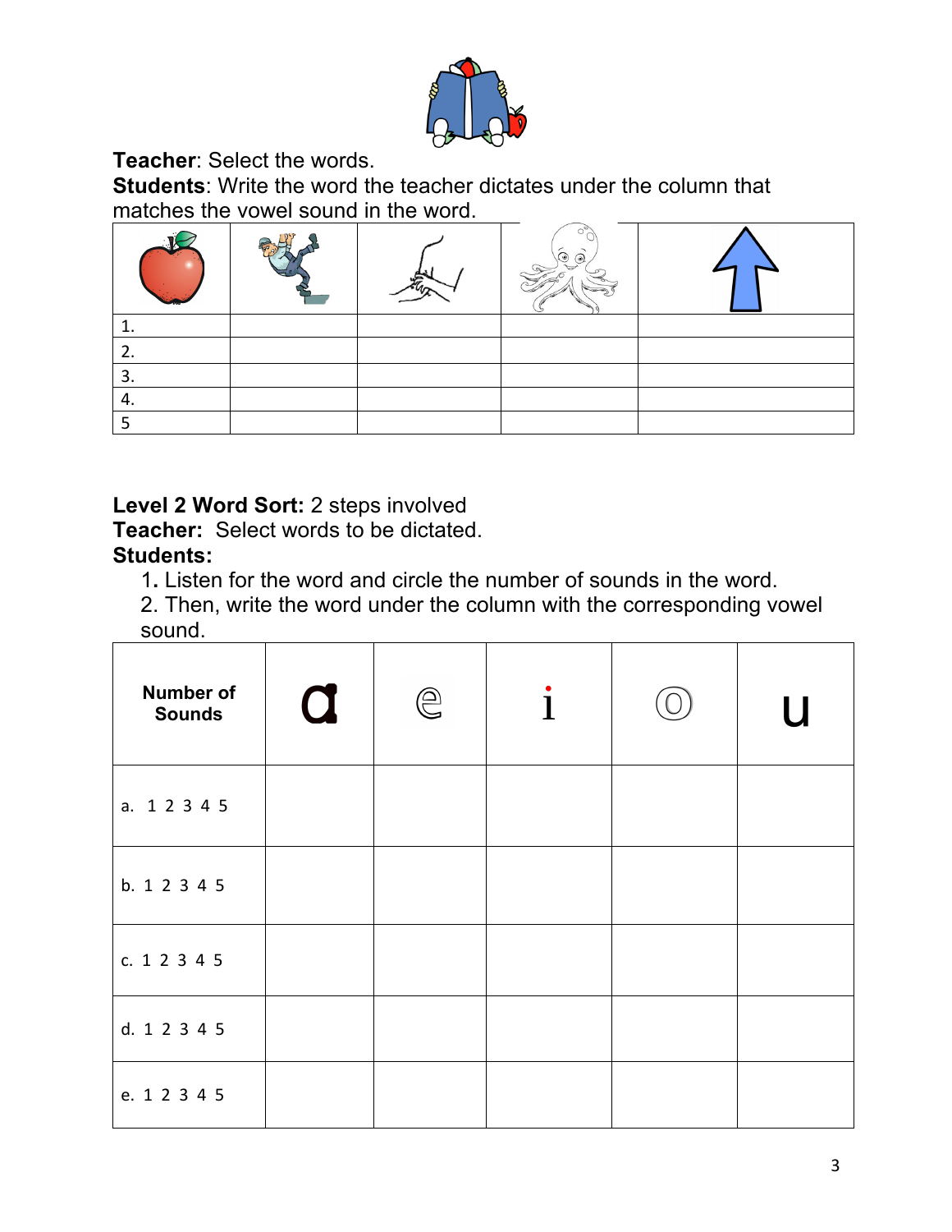**Teacher**: Select the words.
**Students**: Write the word the teacher dictates under the column that matches the vowel sound in the word.

| | | | | |
|---|---|---|---|---|
| 1. | | | | |
| 2. | | | | |
| 3. | | | | |
| 4. | | | | |
| 5 | | | | |

**Level 2 Word Sort:** 2 steps involved
**Teacher:** Select words to be dictated.
**Students:**

1. Listen for the word and circle the number of sounds in the word.
2. Then, write the word under the column with the corresponding vowel sound.

| Number of Sounds | a | e | i | o | u |
|---|---|---|---|---|---|
| a. 1 2 3 4 5 | | | | | |
| b. 1 2 3 4 5 | | | | | |
| c. 1 2 3 4 5 | | | | | |
| d. 1 2 3 4 5 | | | | | |
| e. 1 2 3 4 5 | | | | | |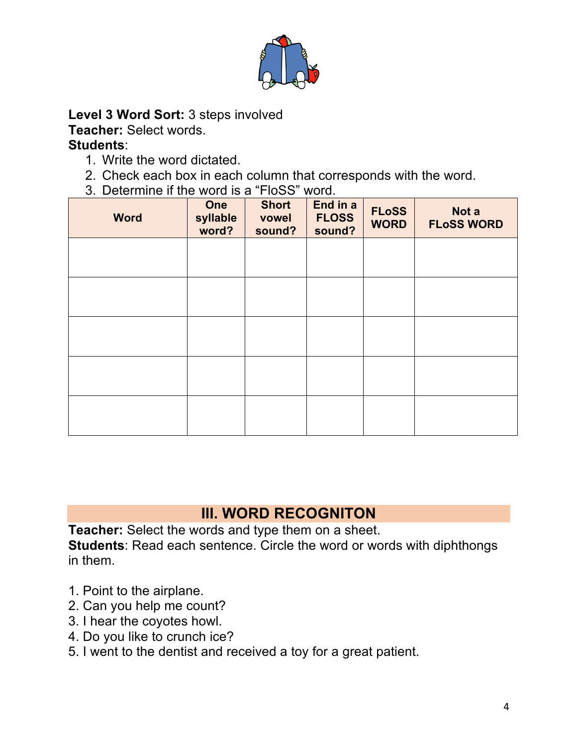**Level 3 Word Sort:** 3 steps involved
**Teacher:** Select words.
**Students**:

1. Write the word dictated.
2. Check each box in each column that corresponds with the word.
3. Determine if the word is a "FloSS" word.

| Word | One syllable word? | Short vowel sound? | End in a FLOSS sound? | FLoSS WORD | Not a FLoSS WORD |
|---|---|---|---|---|---|
| | | | | | |
| | | | | | |
| | | | | | |
| | | | | | |
| | | | | | |

## III. WORD RECOGNITON

**Teacher:** Select the words and type them on a sheet.
**Students**: Read each sentence. Circle the word or words with diphthongs in them.

1. Point to the airplane.
2. Can you help me count?
3. I hear the coyotes howl.
4. Do you like to crunch ice?
5. I went to the dentist and received a toy for a great patient.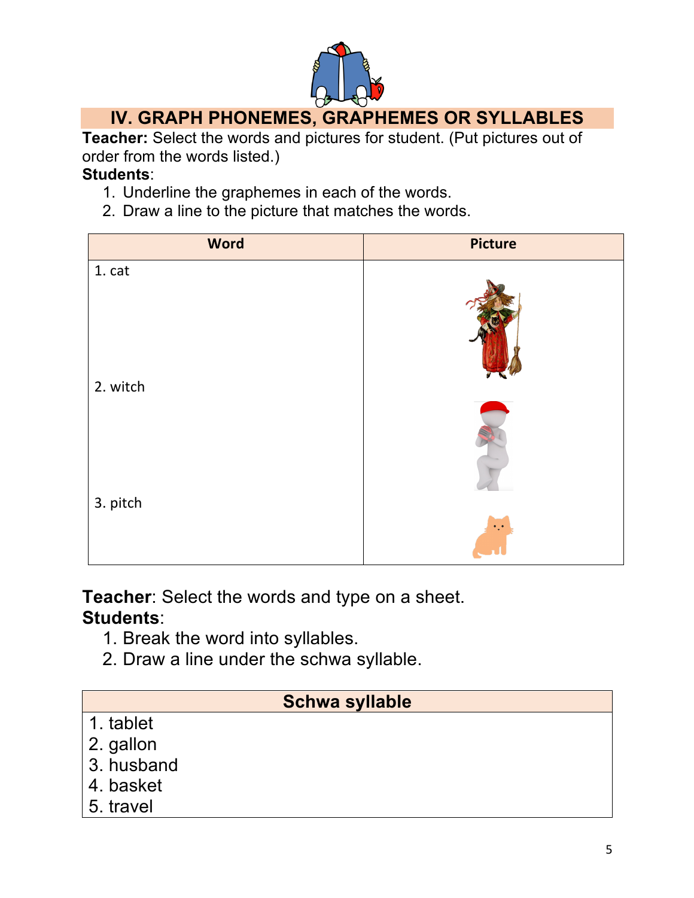## IV. GRAPH PHONEMES, GRAPHEMES OR SYLLABLES

**Teacher:** Select the words and pictures for student. (Put pictures out of order from the words listed.)

**Students**:

1. Underline the graphemes in each of the words.
2. Draw a line to the picture that matches the words.

| Word | Picture |
| --- | --- |
| 1. cat | |
| 2. witch | |
| 3. pitch | |

**Teacher**: Select the words and type on a sheet.

**Students**:

1. Break the word into syllables.
2. Draw a line under the schwa syllable.

| Schwa syllable |
| --- |
| 1. tablet |
| 2. gallon |
| 3. husband |
| 4. basket |
| 5. travel |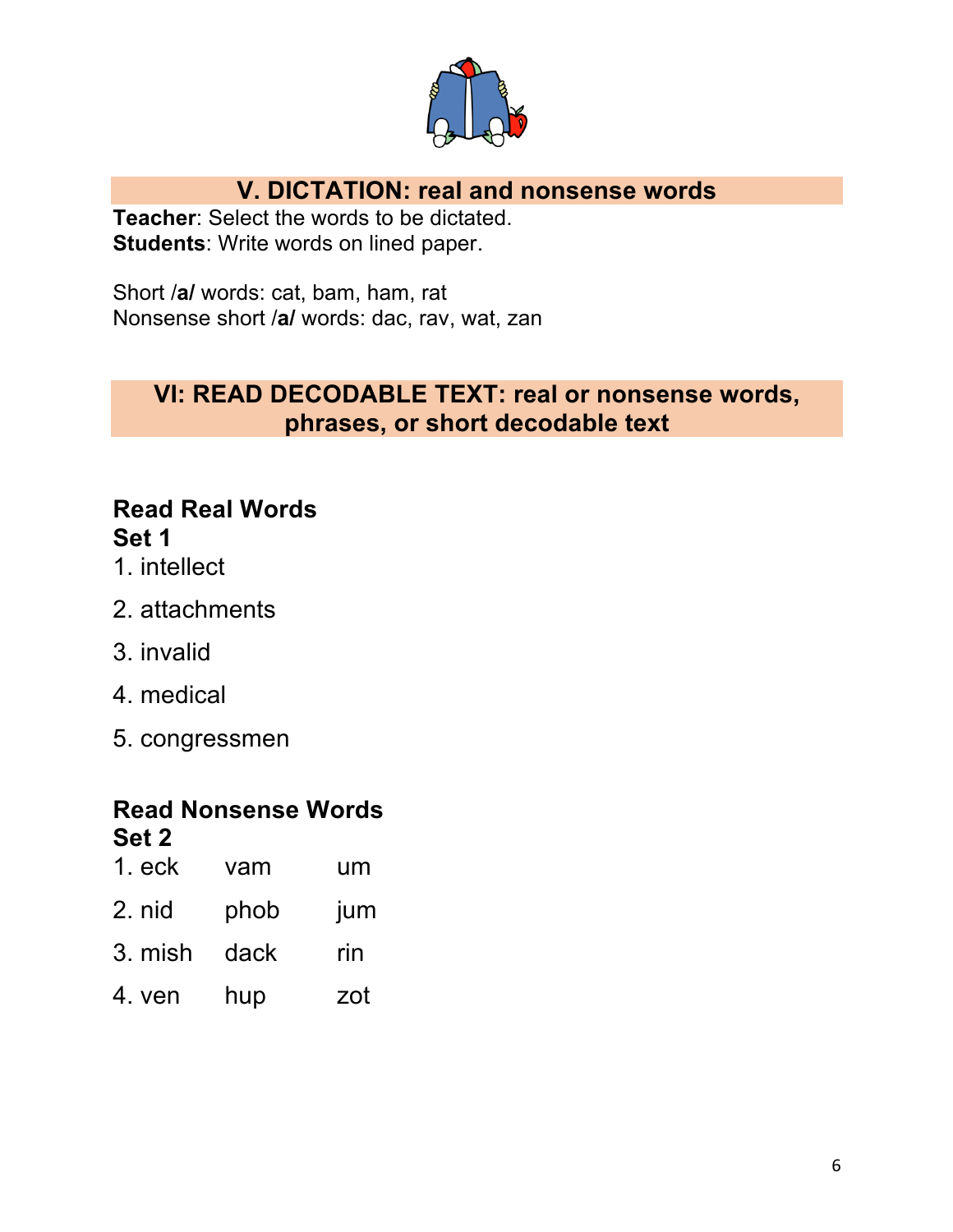## V. DICTATION: real and nonsense words

**Teacher**: Select the words to be dictated.
**Students**: Write words on lined paper.

Short /**a**/ words: cat, bam, ham, rat
Nonsense short /**a**/ words: dac, rav, wat, zan

## VI: READ DECODABLE TEXT: real or nonsense words, phrases, or short decodable text

### Read Real Words
### Set 1

1. intellect
2. attachments
3. invalid
4. medical
5. congressmen

### Read Nonsense Words
### Set 2

| | | |
|---|---|---|
| 1. eck | vam | um |
| 2. nid | phob | jum |
| 3. mish | dack | rin |
| 4. ven | hup | zot |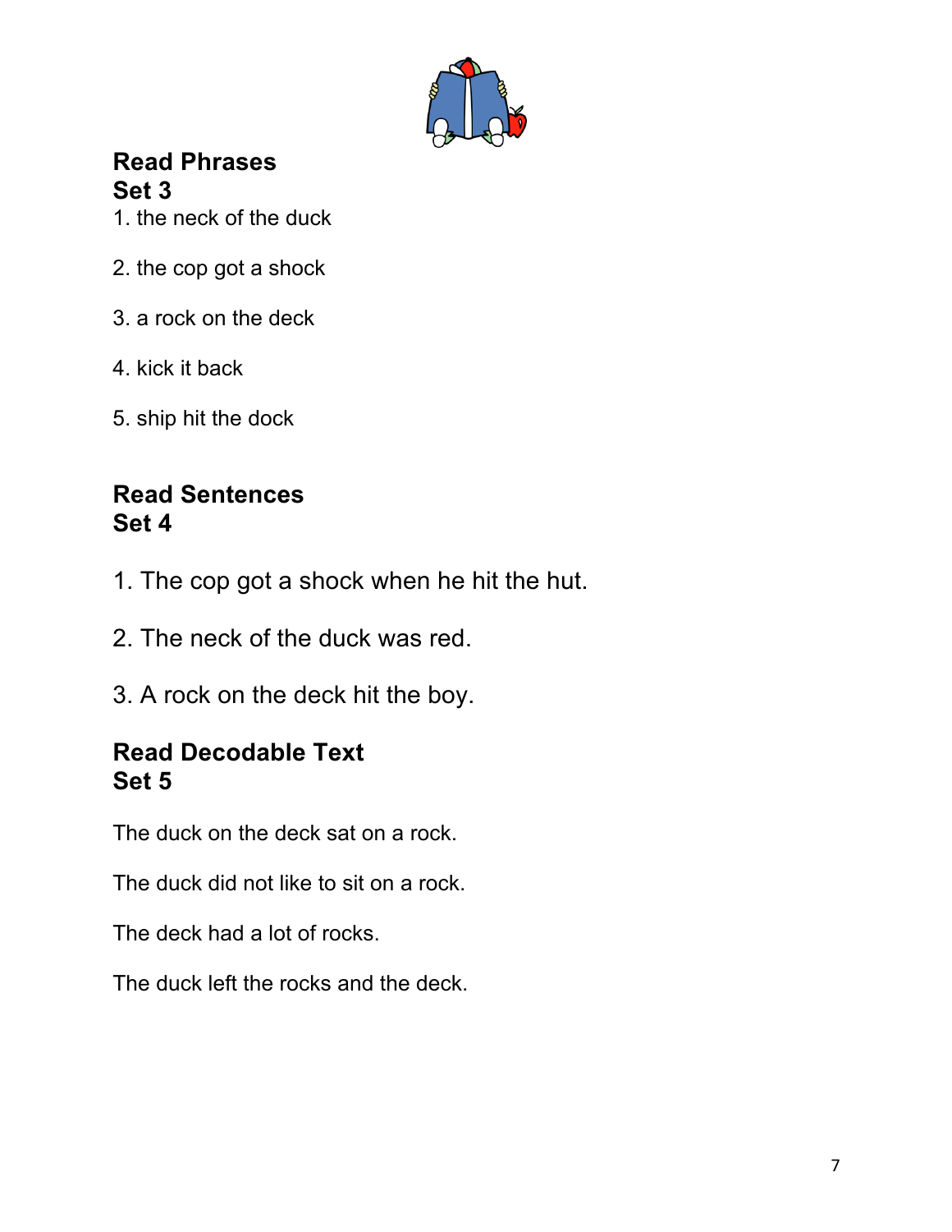## Read Phrases
## Set 3

1. the neck of the duck
2. the cop got a shock
3. a rock on the deck
4. kick it back
5. ship hit the dock

## Read Sentences
## Set 4

1. The cop got a shock when he hit the hut.
2. The neck of the duck was red.
3. A rock on the deck hit the boy.

## Read Decodable Text
## Set 5

The duck on the deck sat on a rock.

The duck did not like to sit on a rock.

The deck had a lot of rocks.

The duck left the rocks and the deck.